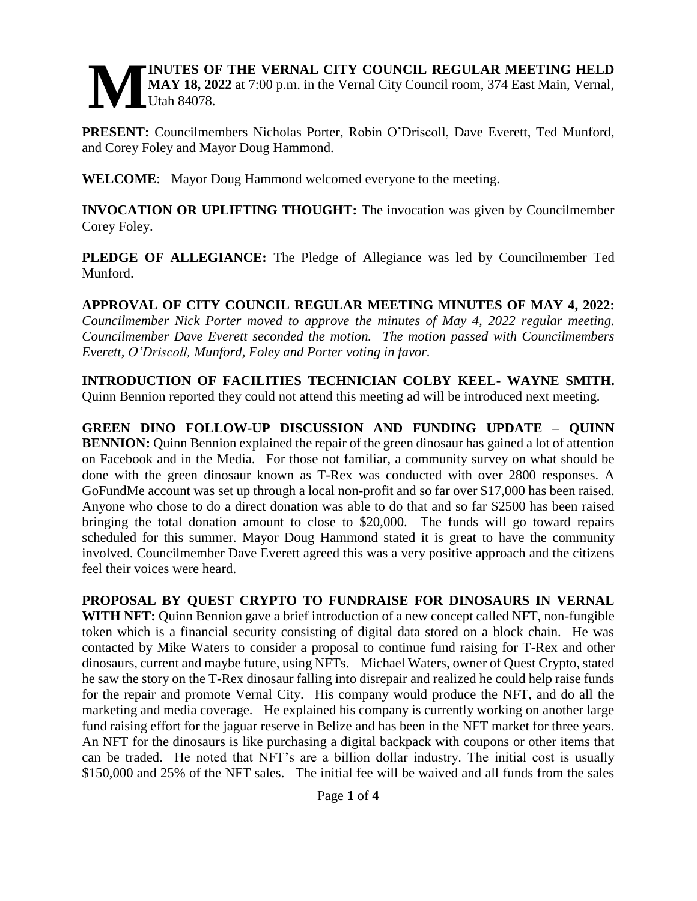**MINUTES OF THE VERNAL CITY COUNCIL REGULAR MEETING HELD MAY 18, 2022** at 7:00 p.m. in the Vernal City Council room, 374 East Main, Vernal, Utah 84078.

**PRESENT:** Councilmembers Nicholas Porter, Robin O'Driscoll, Dave Everett, Ted Munford, and Corey Foley and Mayor Doug Hammond.

**WELCOME**: Mayor Doug Hammond welcomed everyone to the meeting.

**INVOCATION OR UPLIFTING THOUGHT:** The invocation was given by Councilmember Corey Foley.

**PLEDGE OF ALLEGIANCE:** The Pledge of Allegiance was led by Councilmember Ted Munford.

**APPROVAL OF CITY COUNCIL REGULAR MEETING MINUTES OF MAY 4, 2022:** *Councilmember Nick Porter moved to approve the minutes of May 4, 2022 regular meeting. Councilmember Dave Everett seconded the motion. The motion passed with Councilmembers Everett, O'Driscoll, Munford, Foley and Porter voting in favor.*

**INTRODUCTION OF FACILITIES TECHNICIAN COLBY KEEL- WAYNE SMITH.** Quinn Bennion reported they could not attend this meeting ad will be introduced next meeting.

**GREEN DINO FOLLOW-UP DISCUSSION AND FUNDING UPDATE – QUINN BENNION:** Quinn Bennion explained the repair of the green dinosaur has gained a lot of attention on Facebook and in the Media. For those not familiar, a community survey on what should be done with the green dinosaur known as T-Rex was conducted with over 2800 responses. A GoFundMe account was set up through a local non-profit and so far over $17,000 has been raised. Anyone who chose to do a direct donation was able to do that and so far $2500 has been raised bringing the total donation amount to close to $20,000. The funds will go toward repairs scheduled for this summer. Mayor Doug Hammond stated it is great to have the community involved. Councilmember Dave Everett agreed this was a very positive approach and the citizens feel their voices were heard.

**PROPOSAL BY QUEST CRYPTO TO FUNDRAISE FOR DINOSAURS IN VERNAL WITH NFT:** Quinn Bennion gave a brief introduction of a new concept called NFT, non-fungible token which is a financial security consisting of digital data stored on a block chain. He was contacted by Mike Waters to consider a proposal to continue fund raising for T-Rex and other dinosaurs, current and maybe future, using NFTs. Michael Waters, owner of Quest Crypto, stated he saw the story on the T-Rex dinosaur falling into disrepair and realized he could help raise funds for the repair and promote Vernal City. His company would produce the NFT, and do all the marketing and media coverage. He explained his company is currently working on another large fund raising effort for the jaguar reserve in Belize and has been in the NFT market for three years. An NFT for the dinosaurs is like purchasing a digital backpack with coupons or other items that can be traded. He noted that NFT's are a billion dollar industry. The initial cost is usually $150,000 and 25% of the NFT sales. The initial fee will be waived and all funds from the sales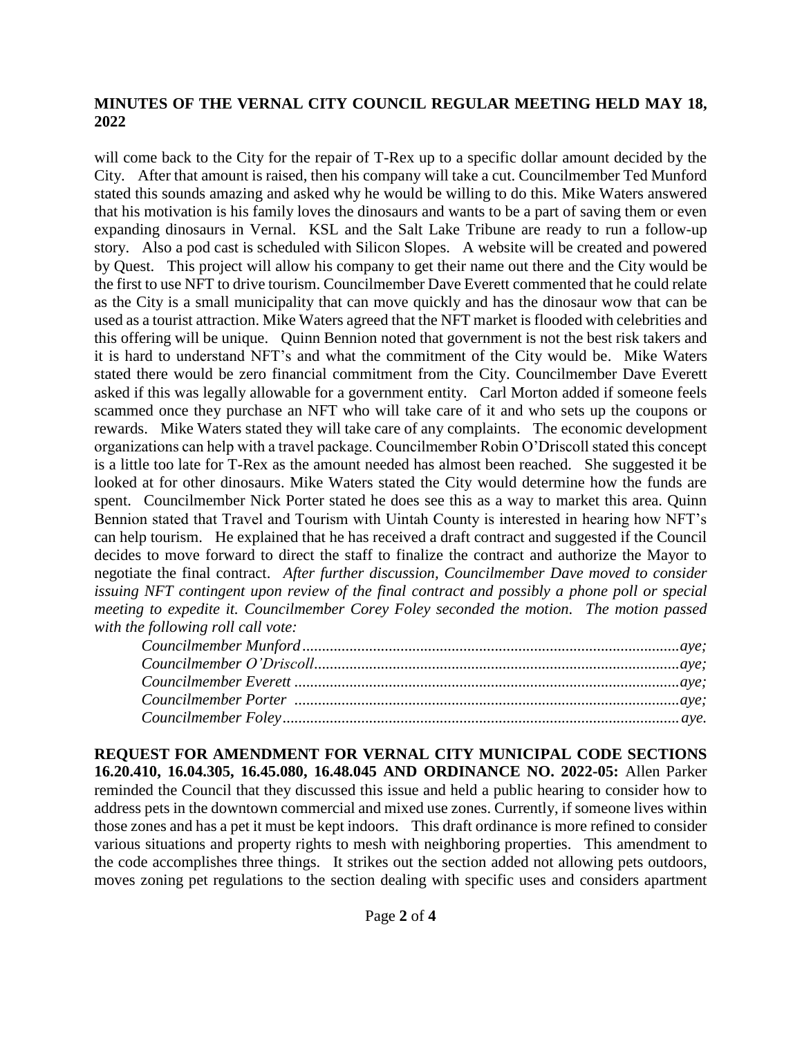**MINUTES OF THE VERNAL CITY COUNCIL REGULAR MEETING HELD MAY 18, 2022**

will come back to the City for the repair of T-Rex up to a specific dollar amount decided by the City. After that amount is raised, then his company will take a cut. Councilmember Ted Munford stated this sounds amazing and asked why he would be willing to do this. Mike Waters answered that his motivation is his family loves the dinosaurs and wants to be a part of saving them or even expanding dinosaurs in Vernal. KSL and the Salt Lake Tribune are ready to run a follow-up story. Also a pod cast is scheduled with Silicon Slopes. A website will be created and powered by Quest. This project will allow his company to get their name out there and the City would be the first to use NFT to drive tourism. Councilmember Dave Everett commented that he could relate as the City is a small municipality that can move quickly and has the dinosaur wow that can be used as a tourist attraction. Mike Waters agreed that the NFT market is flooded with celebrities and this offering will be unique. Quinn Bennion noted that government is not the best risk takers and it is hard to understand NFT's and what the commitment of the City would be. Mike Waters stated there would be zero financial commitment from the City. Councilmember Dave Everett asked if this was legally allowable for a government entity. Carl Morton added if someone feels scammed once they purchase an NFT who will take care of it and who sets up the coupons or rewards. Mike Waters stated they will take care of any complaints. The economic development organizations can help with a travel package. Councilmember Robin O'Driscoll stated this concept is a little too late for T-Rex as the amount needed has almost been reached. She suggested it be looked at for other dinosaurs. Mike Waters stated the City would determine how the funds are spent. Councilmember Nick Porter stated he does see this as a way to market this area. Quinn Bennion stated that Travel and Tourism with Uintah County is interested in hearing how NFT's can help tourism. He explained that he has received a draft contract and suggested if the Council decides to move forward to direct the staff to finalize the contract and authorize the Mayor to negotiate the final contract. *After further discussion, Councilmember Dave moved to consider issuing NFT contingent upon review of the final contract and possibly a phone poll or special meeting to expedite it. Councilmember Corey Foley seconded the motion. The motion passed with the following roll call vote:*

*Councilmember Munford................................................................................................aye;*
*Councilmember O'Driscoll.............................................................................................aye;*
*Councilmember Everett ..................................................................................................aye;*
*Councilmember Porter ..................................................................................................aye;*
*Councilmember Foley....................................................................................................aye.*

**REQUEST FOR AMENDMENT FOR VERNAL CITY MUNICIPAL CODE SECTIONS 16.20.410, 16.04.305, 16.45.080, 16.48.045 AND ORDINANCE NO. 2022-05:** Allen Parker reminded the Council that they discussed this issue and held a public hearing to consider how to address pets in the downtown commercial and mixed use zones. Currently, if someone lives within those zones and has a pet it must be kept indoors. This draft ordinance is more refined to consider various situations and property rights to mesh with neighboring properties. This amendment to the code accomplishes three things. It strikes out the section added not allowing pets outdoors, moves zoning pet regulations to the section dealing with specific uses and considers apartment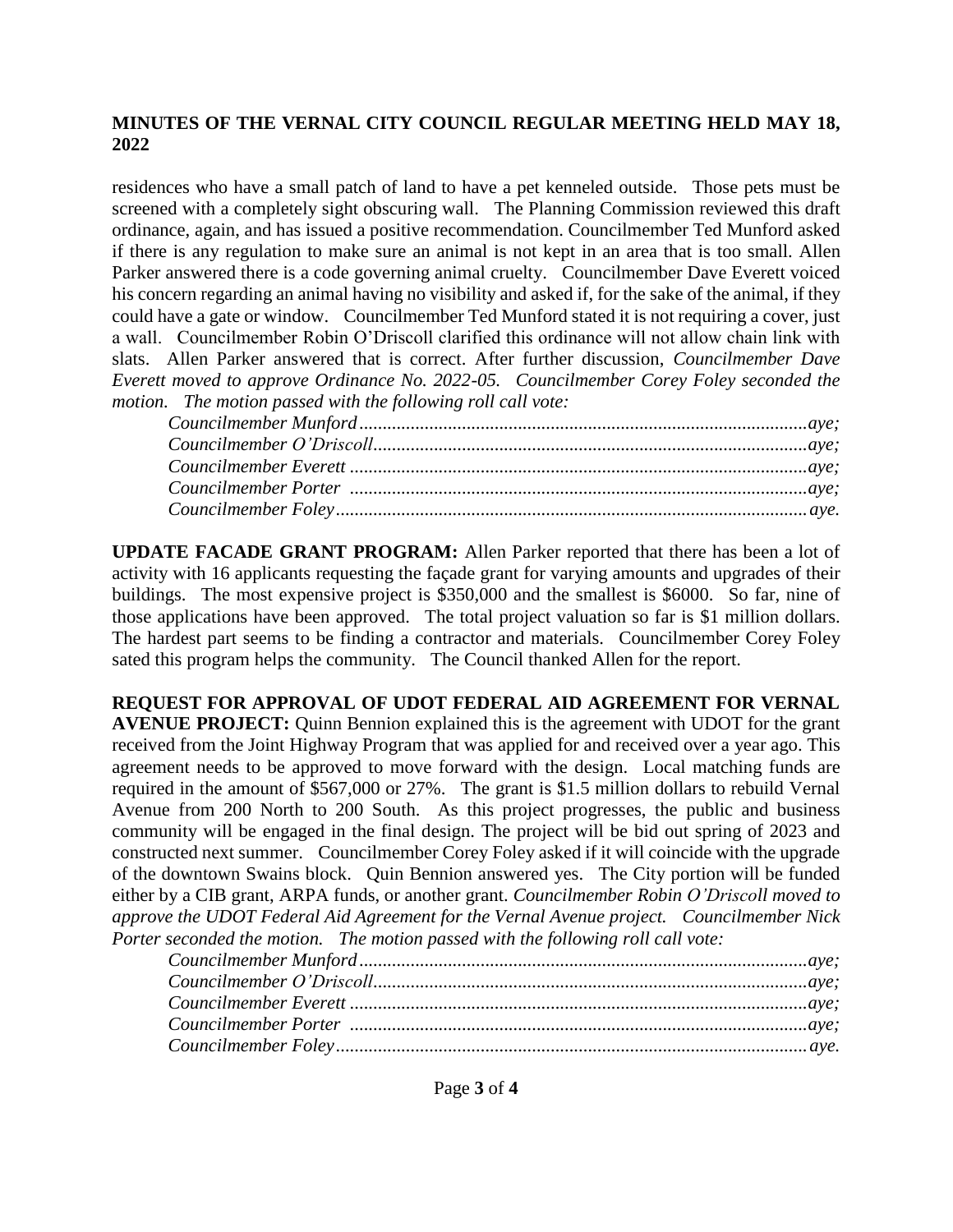**MINUTES OF THE VERNAL CITY COUNCIL REGULAR MEETING HELD MAY 18, 2022**

residences who have a small patch of land to have a pet kenneled outside. Those pets must be screened with a completely sight obscuring wall. The Planning Commission reviewed this draft ordinance, again, and has issued a positive recommendation. Councilmember Ted Munford asked if there is any regulation to make sure an animal is not kept in an area that is too small. Allen Parker answered there is a code governing animal cruelty. Councilmember Dave Everett voiced his concern regarding an animal having no visibility and asked if, for the sake of the animal, if they could have a gate or window. Councilmember Ted Munford stated it is not requiring a cover, just a wall. Councilmember Robin O'Driscoll clarified this ordinance will not allow chain link with slats. Allen Parker answered that is correct. After further discussion, *Councilmember Dave Everett moved to approve Ordinance No. 2022-05. Councilmember Corey Foley seconded the motion. The motion passed with the following roll call vote:*

*Councilmember Munford......................................................................aye;*
*Councilmember O'Driscoll....................................................................aye;*
*Councilmember Everett ........................................................................aye;*
*Councilmember Porter .........................................................................aye;*
*Councilmember Foley...........................................................................aye.*

**UPDATE FACADE GRANT PROGRAM:** Allen Parker reported that there has been a lot of activity with 16 applicants requesting the façade grant for varying amounts and upgrades of their buildings. The most expensive project is $350,000 and the smallest is $6000. So far, nine of those applications have been approved. The total project valuation so far is $1 million dollars. The hardest part seems to be finding a contractor and materials. Councilmember Corey Foley sated this program helps the community. The Council thanked Allen for the report.

**REQUEST FOR APPROVAL OF UDOT FEDERAL AID AGREEMENT FOR VERNAL AVENUE PROJECT:** Quinn Bennion explained this is the agreement with UDOT for the grant received from the Joint Highway Program that was applied for and received over a year ago. This agreement needs to be approved to move forward with the design. Local matching funds are required in the amount of $567,000 or 27%. The grant is $1.5 million dollars to rebuild Vernal Avenue from 200 North to 200 South. As this project progresses, the public and business community will be engaged in the final design. The project will be bid out spring of 2023 and constructed next summer. Councilmember Corey Foley asked if it will coincide with the upgrade of the downtown Swains block. Quin Bennion answered yes. The City portion will be funded either by a CIB grant, ARPA funds, or another grant. *Councilmember Robin O'Driscoll moved to approve the UDOT Federal Aid Agreement for the Vernal Avenue project. Councilmember Nick Porter seconded the motion. The motion passed with the following roll call vote:*

*Councilmember Munford......................................................................aye;*
*Councilmember O'Driscoll....................................................................aye;*
*Councilmember Everett ........................................................................aye;*
*Councilmember Porter .........................................................................aye;*
*Councilmember Foley...........................................................................aye.*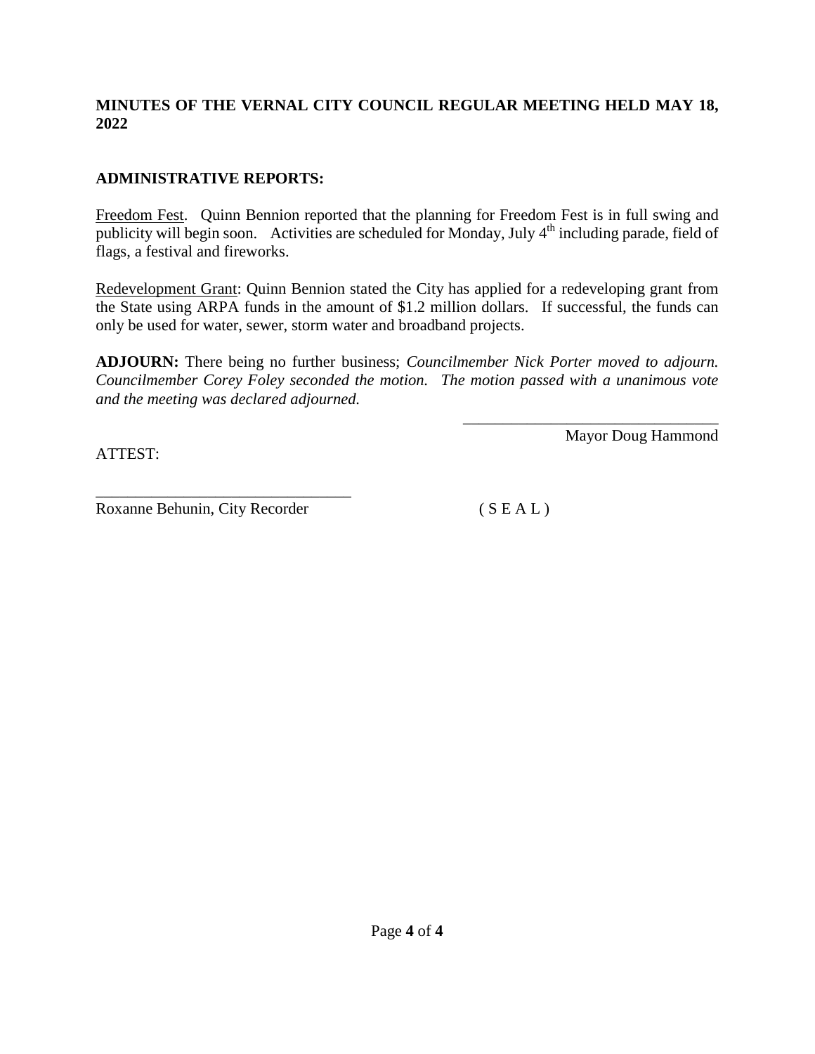**MINUTES OF THE VERNAL CITY COUNCIL REGULAR MEETING HELD MAY 18, 2022**

**ADMINISTRATIVE REPORTS:**

Freedom Fest. Quinn Bennion reported that the planning for Freedom Fest is in full swing and publicity will begin soon. Activities are scheduled for Monday, July 4th including parade, field of flags, a festival and fireworks.

Redevelopment Grant: Quinn Bennion stated the City has applied for a redeveloping grant from the State using ARPA funds in the amount of $1.2 million dollars. If successful, the funds can only be used for water, sewer, storm water and broadband projects.

**ADJOURN:** There being no further business; *Councilmember Nick Porter moved to adjourn. Councilmember Corey Foley seconded the motion. The motion passed with a unanimous vote and the meeting was declared adjourned.*

\_\_\_\_\_\_\_\_\_\_\_\_\_\_\_\_\_\_\_\_\_\_\_\_\_\_\_\_\_\_\_\_
Mayor Doug Hammond

ATTEST:

\_\_\_\_\_\_\_\_\_\_\_\_\_\_\_\_\_\_\_\_\_\_\_\_\_\_\_\_\_\_\_\_
Roxanne Behunin, City Recorder

( S E A L )